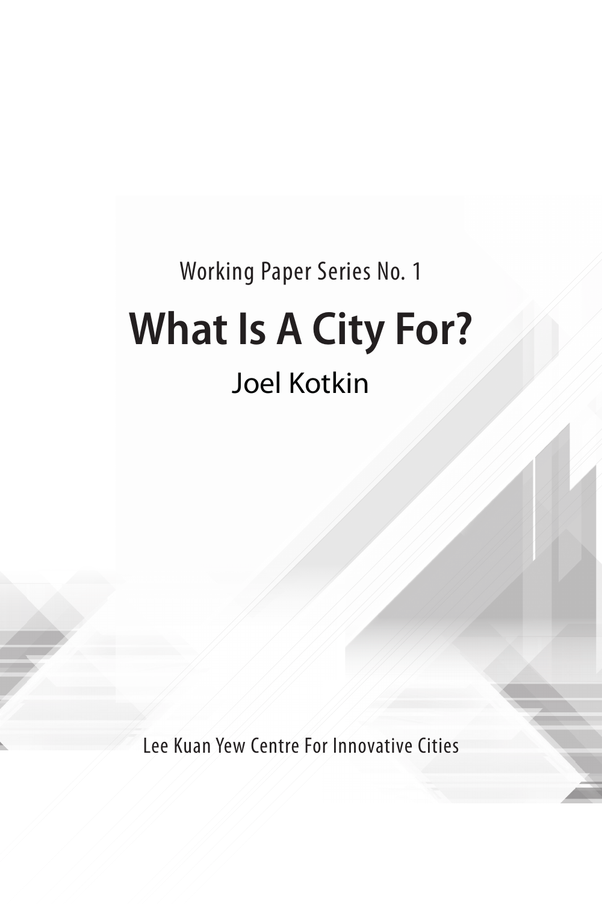Working Paper Series No. 1

# What Is A City For?

Joel Kotkin

Lee Kuan Yew Centre For Innovative Cities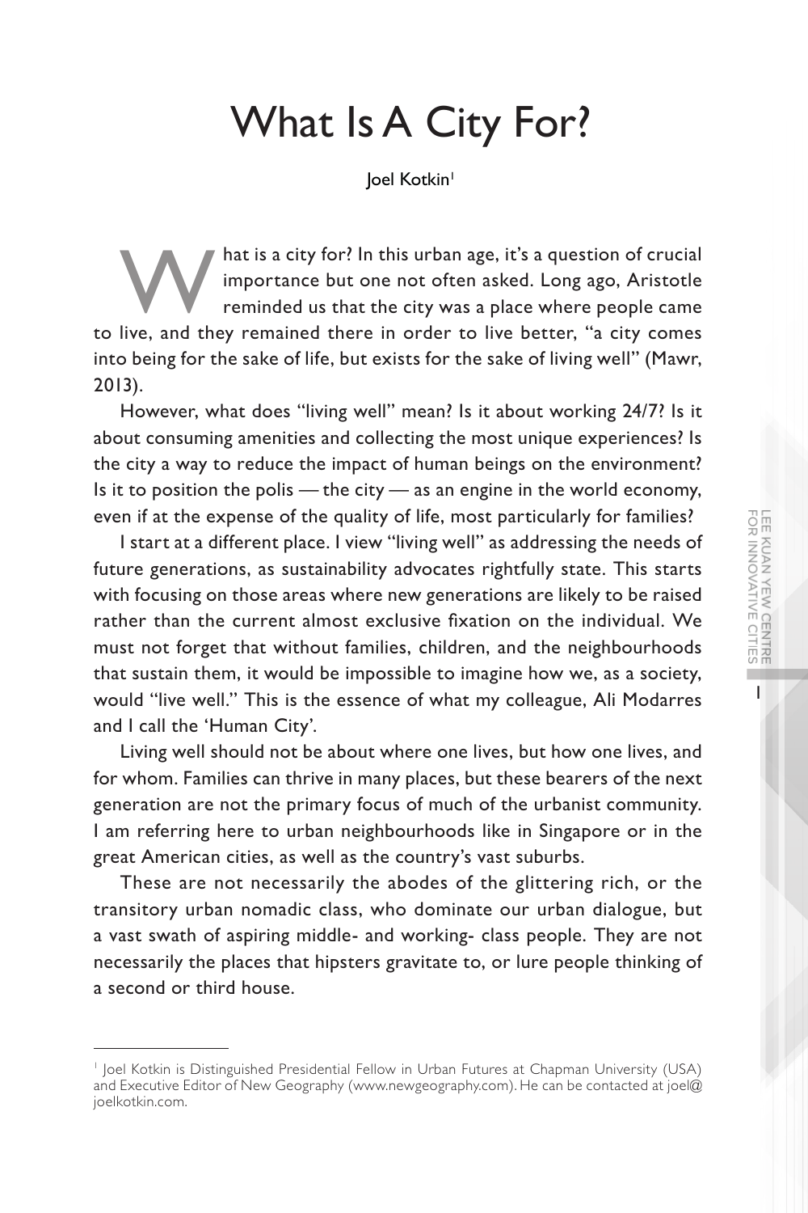# What Is A City For?

Joel Kotkin[1]

What is a city for? In this urban age, it's a question of crucial importance but one not often asked. Long ago, Aristotle reminded us that the city was a place where people came to live, and they remained there in order to live better, "a city comes into being for the sake of life, but exists for the sake of living well" (Mawr, 2013).

However, what does "living well" mean? Is it about working 24/7? Is it about consuming amenities and collecting the most unique experiences? Is the city a way to reduce the impact of human beings on the environment? Is it to position the polis — the city — as an engine in the world economy, even if at the expense of the quality of life, most particularly for families?

I start at a different place. I view "living well" as addressing the needs of future generations, as sustainability advocates rightfully state. This starts with focusing on those areas where new generations are likely to be raised rather than the current almost exclusive fixation on the individual. We must not forget that without families, children, and the neighbourhoods that sustain them, it would be impossible to imagine how we, as a society, would "live well." This is the essence of what my colleague, Ali Modarres and I call the 'Human City'.

Living well should not be about where one lives, but how one lives, and for whom. Families can thrive in many places, but these bearers of the next generation are not the primary focus of much of the urbanist community. I am referring here to urban neighbourhoods like in Singapore or in the great American cities, as well as the country's vast suburbs.

These are not necessarily the abodes of the glittering rich, or the transitory urban nomadic class, who dominate our urban dialogue, but a vast swath of aspiring middle- and working- class people. They are not necessarily the places that hipsters gravitate to, or lure people thinking of a second or third house.

---

[1] Joel Kotkin is Distinguished Presidential Fellow in Urban Futures at Chapman University (USA) and Executive Editor of New Geography (www.newgeography.com). He can be contacted at joel@joelkotkin.com.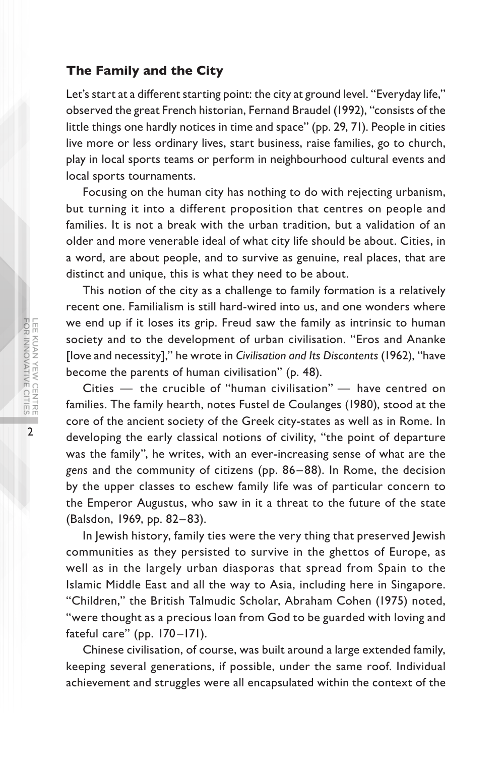### The Family and the City

Let's start at a different starting point: the city at ground level. "Everyday life," observed the great French historian, Fernand Braudel (1992), "consists of the little things one hardly notices in time and space" (pp. 29, 71). People in cities live more or less ordinary lives, start business, raise families, go to church, play in local sports teams or perform in neighbourhood cultural events and local sports tournaments.

Focusing on the human city has nothing to do with rejecting urbanism, but turning it into a different proposition that centres on people and families. It is not a break with the urban tradition, but a validation of an older and more venerable ideal of what city life should be about. Cities, in a word, are about people, and to survive as genuine, real places, that are distinct and unique, this is what they need to be about.

This notion of the city as a challenge to family formation is a relatively recent one. Familialism is still hard-wired into us, and one wonders where we end up if it loses its grip. Freud saw the family as intrinsic to human society and to the development of urban civilisation. "Eros and Ananke [love and necessity]," he wrote in *Civilisation and Its Discontents* (1962), "have become the parents of human civilisation" (p. 48).

Cities — the crucible of "human civilisation" — have centred on families. The family hearth, notes Fustel de Coulanges (1980), stood at the core of the ancient society of the Greek city-states as well as in Rome. In developing the early classical notions of civility, "the point of departure was the family", he writes, with an ever-increasing sense of what are the *gens* and the community of citizens (pp. 86–88). In Rome, the decision by the upper classes to eschew family life was of particular concern to the Emperor Augustus, who saw in it a threat to the future of the state (Balsdon, 1969, pp. 82–83).

In Jewish history, family ties were the very thing that preserved Jewish communities as they persisted to survive in the ghettos of Europe, as well as in the largely urban diasporas that spread from Spain to the Islamic Middle East and all the way to Asia, including here in Singapore. "Children," the British Talmudic Scholar, Abraham Cohen (1975) noted, "were thought as a precious loan from God to be guarded with loving and fateful care" (pp. 170–171).

Chinese civilisation, of course, was built around a large extended family, keeping several generations, if possible, under the same roof. Individual achievement and struggles were all encapsulated within the context of the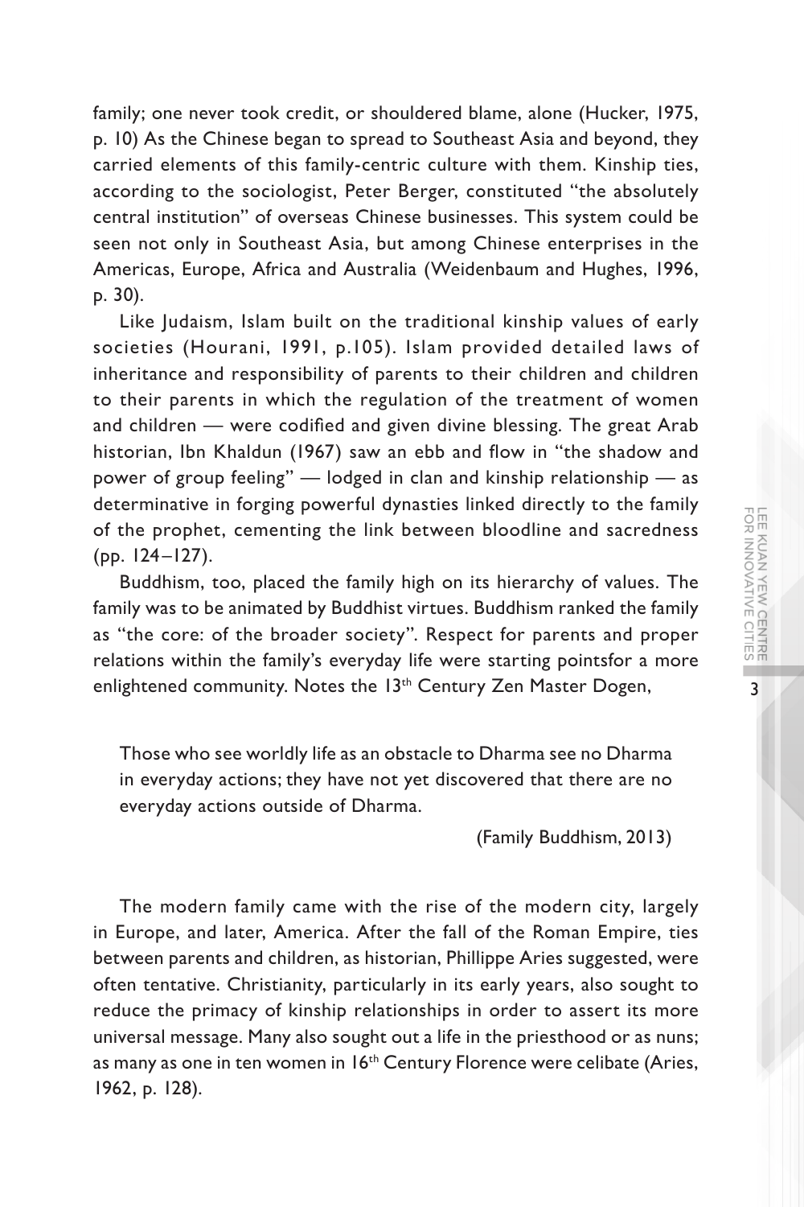family; one never took credit, or shouldered blame, alone (Hucker, 1975, p. 10) As the Chinese began to spread to Southeast Asia and beyond, they carried elements of this family-centric culture with them. Kinship ties, according to the sociologist, Peter Berger, constituted "the absolutely central institution" of overseas Chinese businesses. This system could be seen not only in Southeast Asia, but among Chinese enterprises in the Americas, Europe, Africa and Australia (Weidenbaum and Hughes, 1996, p. 30).

Like Judaism, Islam built on the traditional kinship values of early societies (Hourani, 1991, p.105). Islam provided detailed laws of inheritance and responsibility of parents to their children and children to their parents in which the regulation of the treatment of women and children — were codified and given divine blessing. The great Arab historian, Ibn Khaldun (1967) saw an ebb and flow in "the shadow and power of group feeling" — lodged in clan and kinship relationship — as determinative in forging powerful dynasties linked directly to the family of the prophet, cementing the link between bloodline and sacredness (pp. 124–127).

Buddhism, too, placed the family high on its hierarchy of values. The family was to be animated by Buddhist virtues. Buddhism ranked the family as "the core: of the broader society". Respect for parents and proper relations within the family's everyday life were starting pointsfor a more enlightened community. Notes the 13th Century Zen Master Dogen,

> Those who see worldly life as an obstacle to Dharma see no Dharma in everyday actions; they have not yet discovered that there are no everyday actions outside of Dharma.
>
> (Family Buddhism, 2013)

The modern family came with the rise of the modern city, largely in Europe, and later, America. After the fall of the Roman Empire, ties between parents and children, as historian, Phillippe Aries suggested, were often tentative. Christianity, particularly in its early years, also sought to reduce the primacy of kinship relationships in order to assert its more universal message. Many also sought out a life in the priesthood or as nuns; as many as one in ten women in 16th Century Florence were celibate (Aries, 1962, p. 128).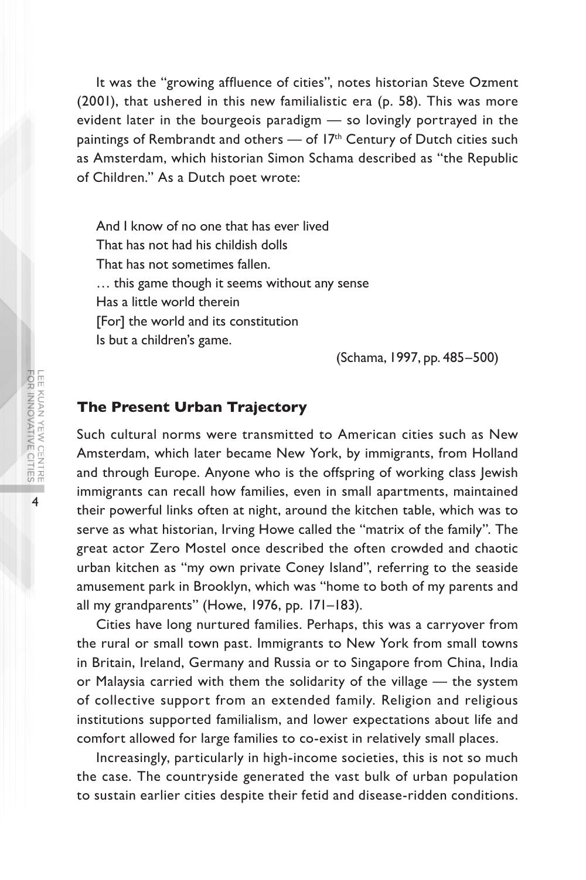It was the "growing affluence of cities", notes historian Steve Ozment (2001), that ushered in this new familialistic era (p. 58). This was more evident later in the bourgeois paradigm — so lovingly portrayed in the paintings of Rembrandt and others — of 17th Century of Dutch cities such as Amsterdam, which historian Simon Schama described as "the Republic of Children." As a Dutch poet wrote:

> And I know of no one that has ever lived
> That has not had his childish dolls
> That has not sometimes fallen.
> … this game though it seems without any sense
> Has a little world therein
> [For] the world and its constitution
> Is but a children's game.
>
> (Schama, 1997, pp. 485–500)

## The Present Urban Trajectory

Such cultural norms were transmitted to American cities such as New Amsterdam, which later became New York, by immigrants, from Holland and through Europe. Anyone who is the offspring of working class Jewish immigrants can recall how families, even in small apartments, maintained their powerful links often at night, around the kitchen table, which was to serve as what historian, Irving Howe called the "matrix of the family". The great actor Zero Mostel once described the often crowded and chaotic urban kitchen as "my own private Coney Island", referring to the seaside amusement park in Brooklyn, which was "home to both of my parents and all my grandparents" (Howe, 1976, pp. 171–183).

Cities have long nurtured families. Perhaps, this was a carryover from the rural or small town past. Immigrants to New York from small towns in Britain, Ireland, Germany and Russia or to Singapore from China, India or Malaysia carried with them the solidarity of the village — the system of collective support from an extended family. Religion and religious institutions supported familialism, and lower expectations about life and comfort allowed for large families to co-exist in relatively small places.

Increasingly, particularly in high-income societies, this is not so much the case. The countryside generated the vast bulk of urban population to sustain earlier cities despite their fetid and disease-ridden conditions.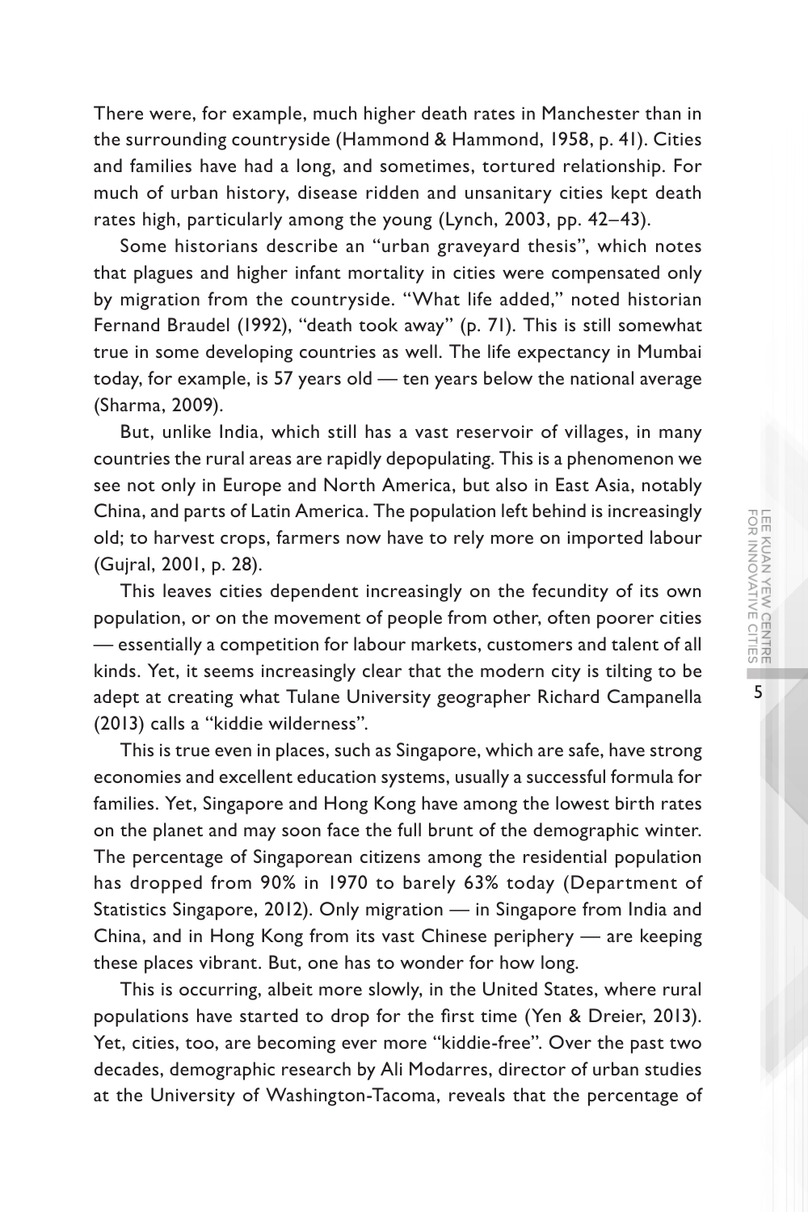There were, for example, much higher death rates in Manchester than in the surrounding countryside (Hammond & Hammond, 1958, p. 41). Cities and families have had a long, and sometimes, tortured relationship. For much of urban history, disease ridden and unsanitary cities kept death rates high, particularly among the young (Lynch, 2003, pp. 42–43).

Some historians describe an "urban graveyard thesis", which notes that plagues and higher infant mortality in cities were compensated only by migration from the countryside. "What life added," noted historian Fernand Braudel (1992), "death took away" (p. 71). This is still somewhat true in some developing countries as well. The life expectancy in Mumbai today, for example, is 57 years old — ten years below the national average (Sharma, 2009).

But, unlike India, which still has a vast reservoir of villages, in many countries the rural areas are rapidly depopulating. This is a phenomenon we see not only in Europe and North America, but also in East Asia, notably China, and parts of Latin America. The population left behind is increasingly old; to harvest crops, farmers now have to rely more on imported labour (Gujral, 2001, p. 28).

This leaves cities dependent increasingly on the fecundity of its own population, or on the movement of people from other, often poorer cities — essentially a competition for labour markets, customers and talent of all kinds. Yet, it seems increasingly clear that the modern city is tilting to be adept at creating what Tulane University geographer Richard Campanella (2013) calls a "kiddie wilderness".

This is true even in places, such as Singapore, which are safe, have strong economies and excellent education systems, usually a successful formula for families. Yet, Singapore and Hong Kong have among the lowest birth rates on the planet and may soon face the full brunt of the demographic winter. The percentage of Singaporean citizens among the residential population has dropped from 90% in 1970 to barely 63% today (Department of Statistics Singapore, 2012). Only migration — in Singapore from India and China, and in Hong Kong from its vast Chinese periphery — are keeping these places vibrant. But, one has to wonder for how long.

This is occurring, albeit more slowly, in the United States, where rural populations have started to drop for the first time (Yen & Dreier, 2013). Yet, cities, too, are becoming ever more "kiddie-free". Over the past two decades, demographic research by Ali Modarres, director of urban studies at the University of Washington-Tacoma, reveals that the percentage of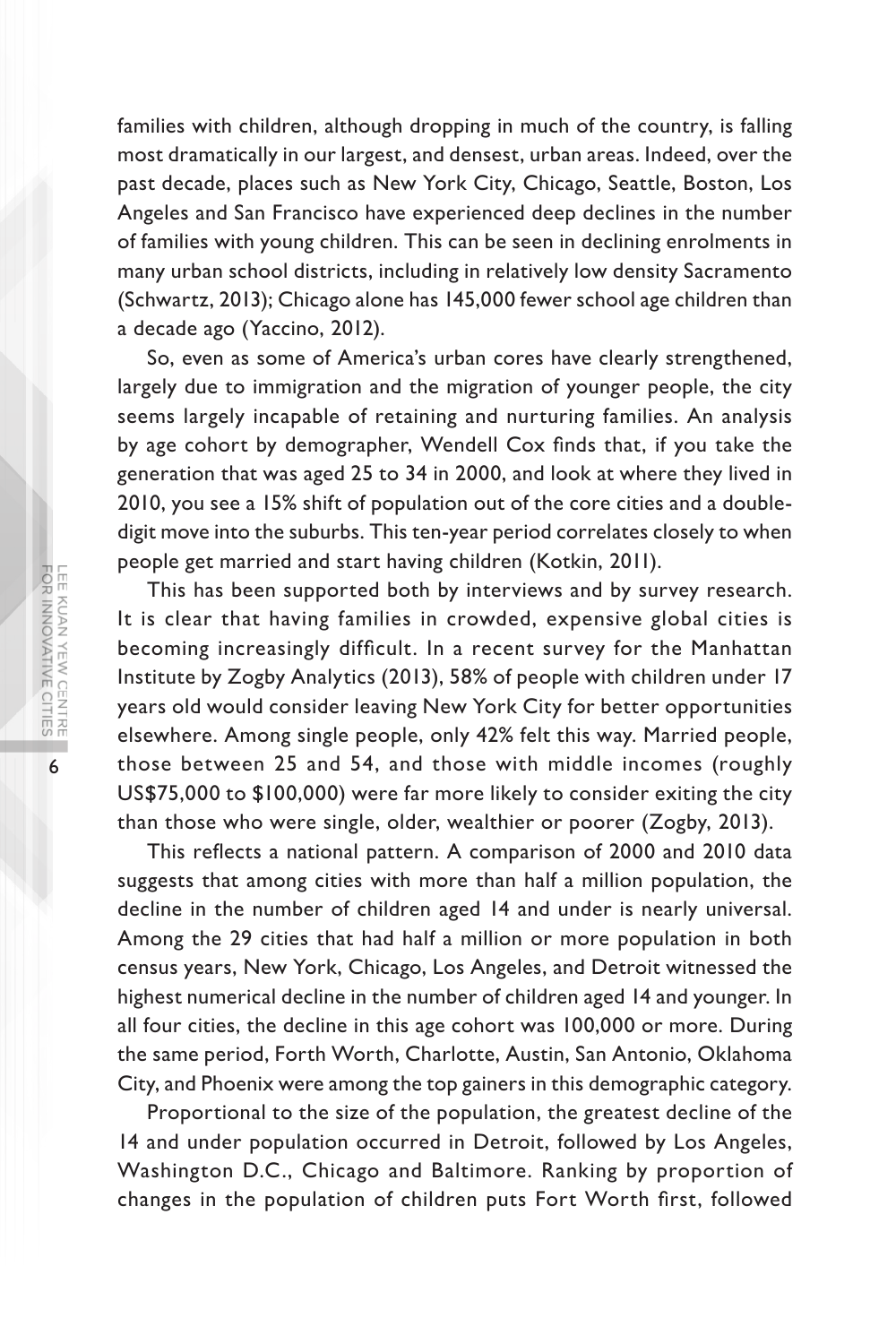families with children, although dropping in much of the country, is falling most dramatically in our largest, and densest, urban areas. Indeed, over the past decade, places such as New York City, Chicago, Seattle, Boston, Los Angeles and San Francisco have experienced deep declines in the number of families with young children. This can be seen in declining enrolments in many urban school districts, including in relatively low density Sacramento (Schwartz, 2013); Chicago alone has 145,000 fewer school age children than a decade ago (Yaccino, 2012).

So, even as some of America's urban cores have clearly strengthened, largely due to immigration and the migration of younger people, the city seems largely incapable of retaining and nurturing families. An analysis by age cohort by demographer, Wendell Cox finds that, if you take the generation that was aged 25 to 34 in 2000, and look at where they lived in 2010, you see a 15% shift of population out of the core cities and a double-digit move into the suburbs. This ten-year period correlates closely to when people get married and start having children (Kotkin, 2011).

This has been supported both by interviews and by survey research. It is clear that having families in crowded, expensive global cities is becoming increasingly difficult. In a recent survey for the Manhattan Institute by Zogby Analytics (2013), 58% of people with children under 17 years old would consider leaving New York City for better opportunities elsewhere. Among single people, only 42% felt this way. Married people, those between 25 and 54, and those with middle incomes (roughly US$75,000 to $100,000) were far more likely to consider exiting the city than those who were single, older, wealthier or poorer (Zogby, 2013).

This reflects a national pattern. A comparison of 2000 and 2010 data suggests that among cities with more than half a million population, the decline in the number of children aged 14 and under is nearly universal. Among the 29 cities that had half a million or more population in both census years, New York, Chicago, Los Angeles, and Detroit witnessed the highest numerical decline in the number of children aged 14 and younger. In all four cities, the decline in this age cohort was 100,000 or more. During the same period, Forth Worth, Charlotte, Austin, San Antonio, Oklahoma City, and Phoenix were among the top gainers in this demographic category.

Proportional to the size of the population, the greatest decline of the 14 and under population occurred in Detroit, followed by Los Angeles, Washington D.C., Chicago and Baltimore. Ranking by proportion of changes in the population of children puts Fort Worth first, followed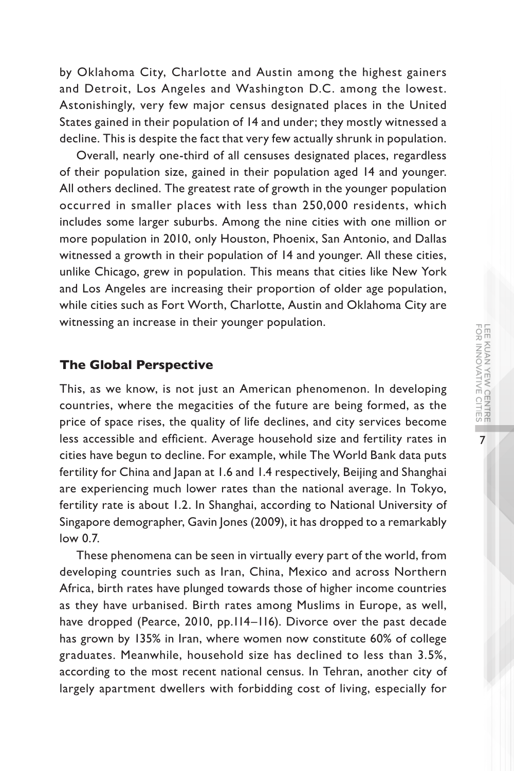by Oklahoma City, Charlotte and Austin among the highest gainers and Detroit, Los Angeles and Washington D.C. among the lowest. Astonishingly, very few major census designated places in the United States gained in their population of 14 and under; they mostly witnessed a decline. This is despite the fact that very few actually shrunk in population.

Overall, nearly one-third of all censuses designated places, regardless of their population size, gained in their population aged 14 and younger. All others declined. The greatest rate of growth in the younger population occurred in smaller places with less than 250,000 residents, which includes some larger suburbs. Among the nine cities with one million or more population in 2010, only Houston, Phoenix, San Antonio, and Dallas witnessed a growth in their population of 14 and younger. All these cities, unlike Chicago, grew in population. This means that cities like New York and Los Angeles are increasing their proportion of older age population, while cities such as Fort Worth, Charlotte, Austin and Oklahoma City are witnessing an increase in their younger population.

## The Global Perspective

This, as we know, is not just an American phenomenon. In developing countries, where the megacities of the future are being formed, as the price of space rises, the quality of life declines, and city services become less accessible and efficient. Average household size and fertility rates in cities have begun to decline. For example, while The World Bank data puts fertility for China and Japan at 1.6 and 1.4 respectively, Beijing and Shanghai are experiencing much lower rates than the national average. In Tokyo, fertility rate is about 1.2. In Shanghai, according to National University of Singapore demographer, Gavin Jones (2009), it has dropped to a remarkably low 0.7.

These phenomena can be seen in virtually every part of the world, from developing countries such as Iran, China, Mexico and across Northern Africa, birth rates have plunged towards those of higher income countries as they have urbanised. Birth rates among Muslims in Europe, as well, have dropped (Pearce, 2010, pp.114–116). Divorce over the past decade has grown by 135% in Iran, where women now constitute 60% of college graduates. Meanwhile, household size has declined to less than 3.5%, according to the most recent national census. In Tehran, another city of largely apartment dwellers with forbidding cost of living, especially for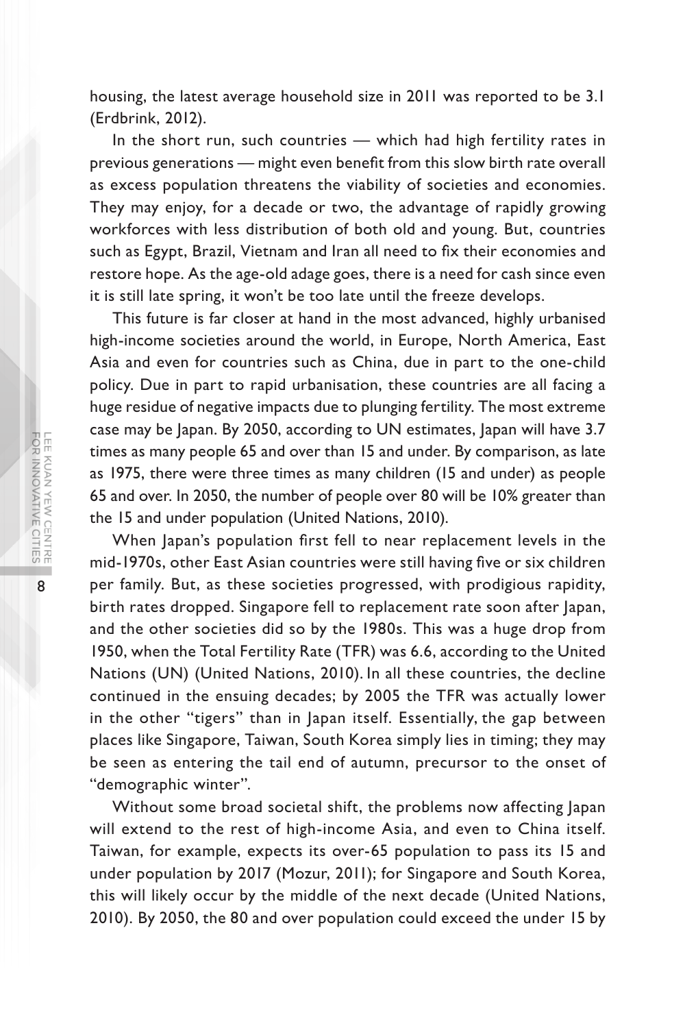housing, the latest average household size in 2011 was reported to be 3.1 (Erdbrink, 2012).

In the short run, such countries — which had high fertility rates in previous generations — might even benefit from this slow birth rate overall as excess population threatens the viability of societies and economies. They may enjoy, for a decade or two, the advantage of rapidly growing workforces with less distribution of both old and young. But, countries such as Egypt, Brazil, Vietnam and Iran all need to fix their economies and restore hope. As the age-old adage goes, there is a need for cash since even it is still late spring, it won't be too late until the freeze develops.

This future is far closer at hand in the most advanced, highly urbanised high-income societies around the world, in Europe, North America, East Asia and even for countries such as China, due in part to the one-child policy. Due in part to rapid urbanisation, these countries are all facing a huge residue of negative impacts due to plunging fertility. The most extreme case may be Japan. By 2050, according to UN estimates, Japan will have 3.7 times as many people 65 and over than 15 and under. By comparison, as late as 1975, there were three times as many children (15 and under) as people 65 and over. In 2050, the number of people over 80 will be 10% greater than the 15 and under population (United Nations, 2010).

When Japan's population first fell to near replacement levels in the mid-1970s, other East Asian countries were still having five or six children per family. But, as these societies progressed, with prodigious rapidity, birth rates dropped. Singapore fell to replacement rate soon after Japan, and the other societies did so by the 1980s. This was a huge drop from 1950, when the Total Fertility Rate (TFR) was 6.6, according to the United Nations (UN) (United Nations, 2010). In all these countries, the decline continued in the ensuing decades; by 2005 the TFR was actually lower in the other "tigers" than in Japan itself. Essentially, the gap between places like Singapore, Taiwan, South Korea simply lies in timing; they may be seen as entering the tail end of autumn, precursor to the onset of "demographic winter".

Without some broad societal shift, the problems now affecting Japan will extend to the rest of high-income Asia, and even to China itself. Taiwan, for example, expects its over-65 population to pass its 15 and under population by 2017 (Mozur, 2011); for Singapore and South Korea, this will likely occur by the middle of the next decade (United Nations, 2010). By 2050, the 80 and over population could exceed the under 15 by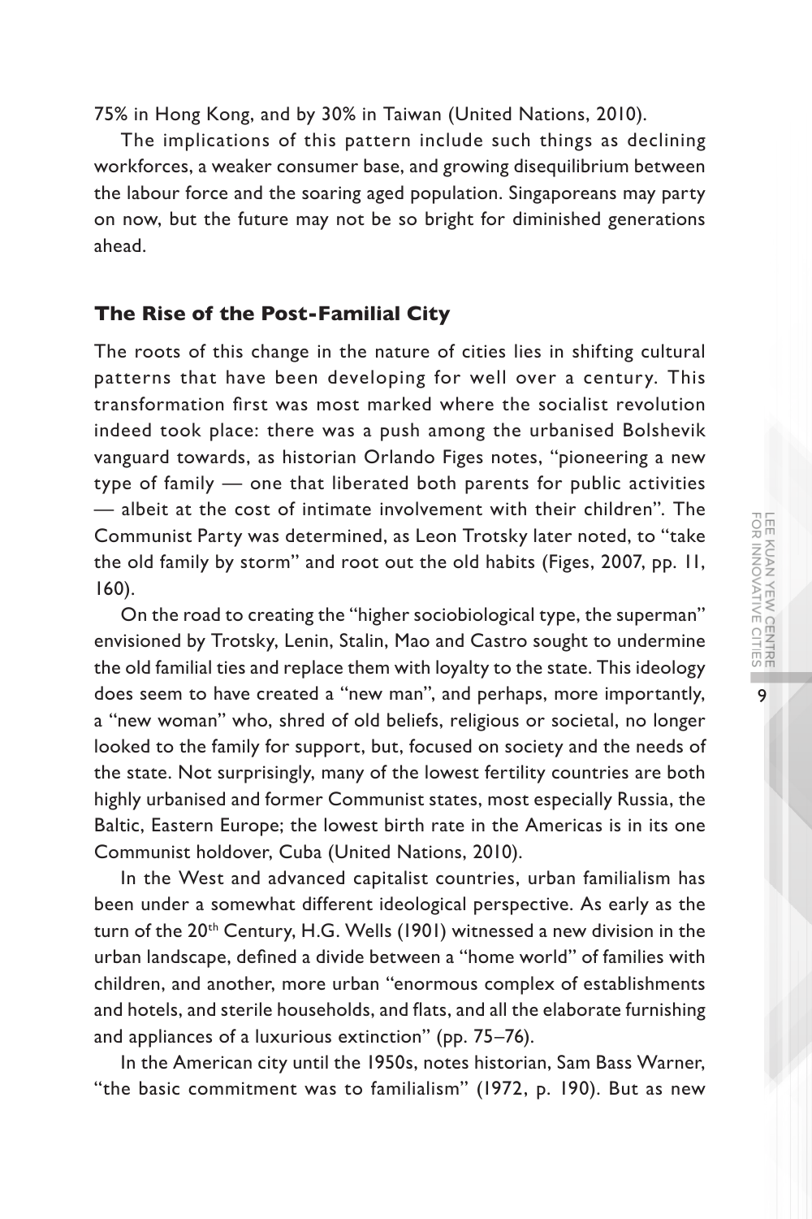75% in Hong Kong, and by 30% in Taiwan (United Nations, 2010).

The implications of this pattern include such things as declining workforces, a weaker consumer base, and growing disequilibrium between the labour force and the soaring aged population. Singaporeans may party on now, but the future may not be so bright for diminished generations ahead.

## The Rise of the Post-Familial City

The roots of this change in the nature of cities lies in shifting cultural patterns that have been developing for well over a century. This transformation first was most marked where the socialist revolution indeed took place: there was a push among the urbanised Bolshevik vanguard towards, as historian Orlando Figes notes, "pioneering a new type of family — one that liberated both parents for public activities — albeit at the cost of intimate involvement with their children". The Communist Party was determined, as Leon Trotsky later noted, to "take the old family by storm" and root out the old habits (Figes, 2007, pp. 11, 160).

On the road to creating the "higher sociobiological type, the superman" envisioned by Trotsky, Lenin, Stalin, Mao and Castro sought to undermine the old familial ties and replace them with loyalty to the state. This ideology does seem to have created a "new man", and perhaps, more importantly, a "new woman" who, shred of old beliefs, religious or societal, no longer looked to the family for support, but, focused on society and the needs of the state. Not surprisingly, many of the lowest fertility countries are both highly urbanised and former Communist states, most especially Russia, the Baltic, Eastern Europe; the lowest birth rate in the Americas is in its one Communist holdover, Cuba (United Nations, 2010).

In the West and advanced capitalist countries, urban familialism has been under a somewhat different ideological perspective. As early as the turn of the 20th Century, H.G. Wells (1901) witnessed a new division in the urban landscape, defined a divide between a "home world" of families with children, and another, more urban "enormous complex of establishments and hotels, and sterile households, and flats, and all the elaborate furnishing and appliances of a luxurious extinction" (pp. 75–76).

In the American city until the 1950s, notes historian, Sam Bass Warner, "the basic commitment was to familialism" (1972, p. 190). But as new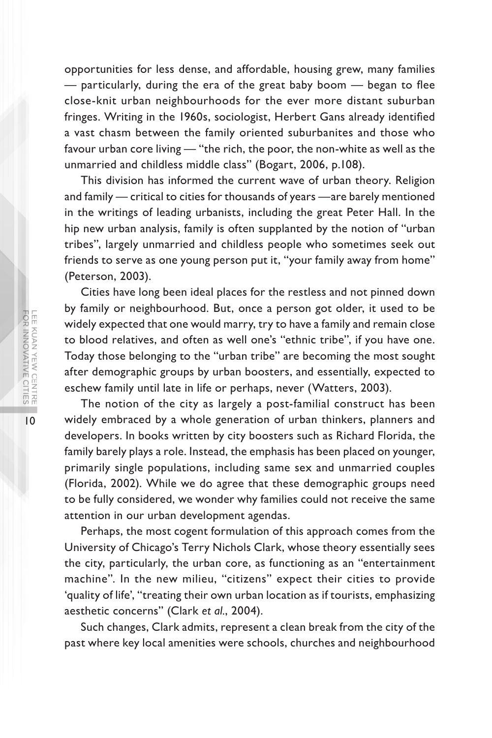opportunities for less dense, and affordable, housing grew, many families — particularly, during the era of the great baby boom — began to flee close-knit urban neighbourhoods for the ever more distant suburban fringes. Writing in the 1960s, sociologist, Herbert Gans already identified a vast chasm between the family oriented suburbanites and those who favour urban core living — "the rich, the poor, the non-white as well as the unmarried and childless middle class" (Bogart, 2006, p.108).

This division has informed the current wave of urban theory. Religion and family — critical to cities for thousands of years —are barely mentioned in the writings of leading urbanists, including the great Peter Hall. In the hip new urban analysis, family is often supplanted by the notion of "urban tribes", largely unmarried and childless people who sometimes seek out friends to serve as one young person put it, "your family away from home" (Peterson, 2003).

Cities have long been ideal places for the restless and not pinned down by family or neighbourhood. But, once a person got older, it used to be widely expected that one would marry, try to have a family and remain close to blood relatives, and often as well one's "ethnic tribe", if you have one. Today those belonging to the "urban tribe" are becoming the most sought after demographic groups by urban boosters, and essentially, expected to eschew family until late in life or perhaps, never (Watters, 2003).

The notion of the city as largely a post-familial construct has been widely embraced by a whole generation of urban thinkers, planners and developers. In books written by city boosters such as Richard Florida, the family barely plays a role. Instead, the emphasis has been placed on younger, primarily single populations, including same sex and unmarried couples (Florida, 2002). While we do agree that these demographic groups need to be fully considered, we wonder why families could not receive the same attention in our urban development agendas.

Perhaps, the most cogent formulation of this approach comes from the University of Chicago's Terry Nichols Clark, whose theory essentially sees the city, particularly, the urban core, as functioning as an "entertainment machine". In the new milieu, "citizens" expect their cities to provide 'quality of life', "treating their own urban location as if tourists, emphasizing aesthetic concerns" (Clark *et al.*, 2004).

Such changes, Clark admits, represent a clean break from the city of the past where key local amenities were schools, churches and neighbourhood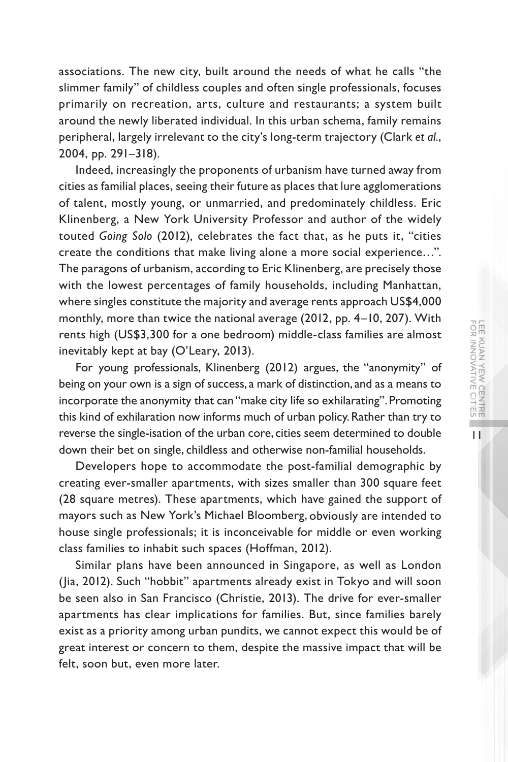associations. The new city, built around the needs of what he calls "the slimmer family" of childless couples and often single professionals, focuses primarily on recreation, arts, culture and restaurants; a system built around the newly liberated individual. In this urban schema, family remains peripheral, largely irrelevant to the city's long-term trajectory (Clark *et al.*, 2004, pp. 291–318).

Indeed, increasingly the proponents of urbanism have turned away from cities as familial places, seeing their future as places that lure agglomerations of talent, mostly young, or unmarried, and predominately childless. Eric Klinenberg, a New York University Professor and author of the widely touted *Going Solo* (2012), celebrates the fact that, as he puts it, "cities create the conditions that make living alone a more social experience…". The paragons of urbanism, according to Eric Klinenberg, are precisely those with the lowest percentages of family households, including Manhattan, where singles constitute the majority and average rents approach US$4,000 monthly, more than twice the national average (2012, pp. 4–10, 207). With rents high (US$3,300 for a one bedroom) middle-class families are almost inevitably kept at bay (O'Leary, 2013).

For young professionals, Klinenberg (2012) argues, the "anonymity" of being on your own is a sign of success, a mark of distinction, and as a means to incorporate the anonymity that can "make city life so exhilarating". Promoting this kind of exhilaration now informs much of urban policy. Rather than try to reverse the single-isation of the urban core, cities seem determined to double down their bet on single, childless and otherwise non-familial households.

Developers hope to accommodate the post-familial demographic by creating ever-smaller apartments, with sizes smaller than 300 square feet (28 square metres). These apartments, which have gained the support of mayors such as New York's Michael Bloomberg, obviously are intended to house single professionals; it is inconceivable for middle or even working class families to inhabit such spaces (Hoffman, 2012).

Similar plans have been announced in Singapore, as well as London (Jia, 2012). Such "hobbit" apartments already exist in Tokyo and will soon be seen also in San Francisco (Christie, 2013). The drive for ever-smaller apartments has clear implications for families. But, since families barely exist as a priority among urban pundits, we cannot expect this would be of great interest or concern to them, despite the massive impact that will be felt, soon but, even more later.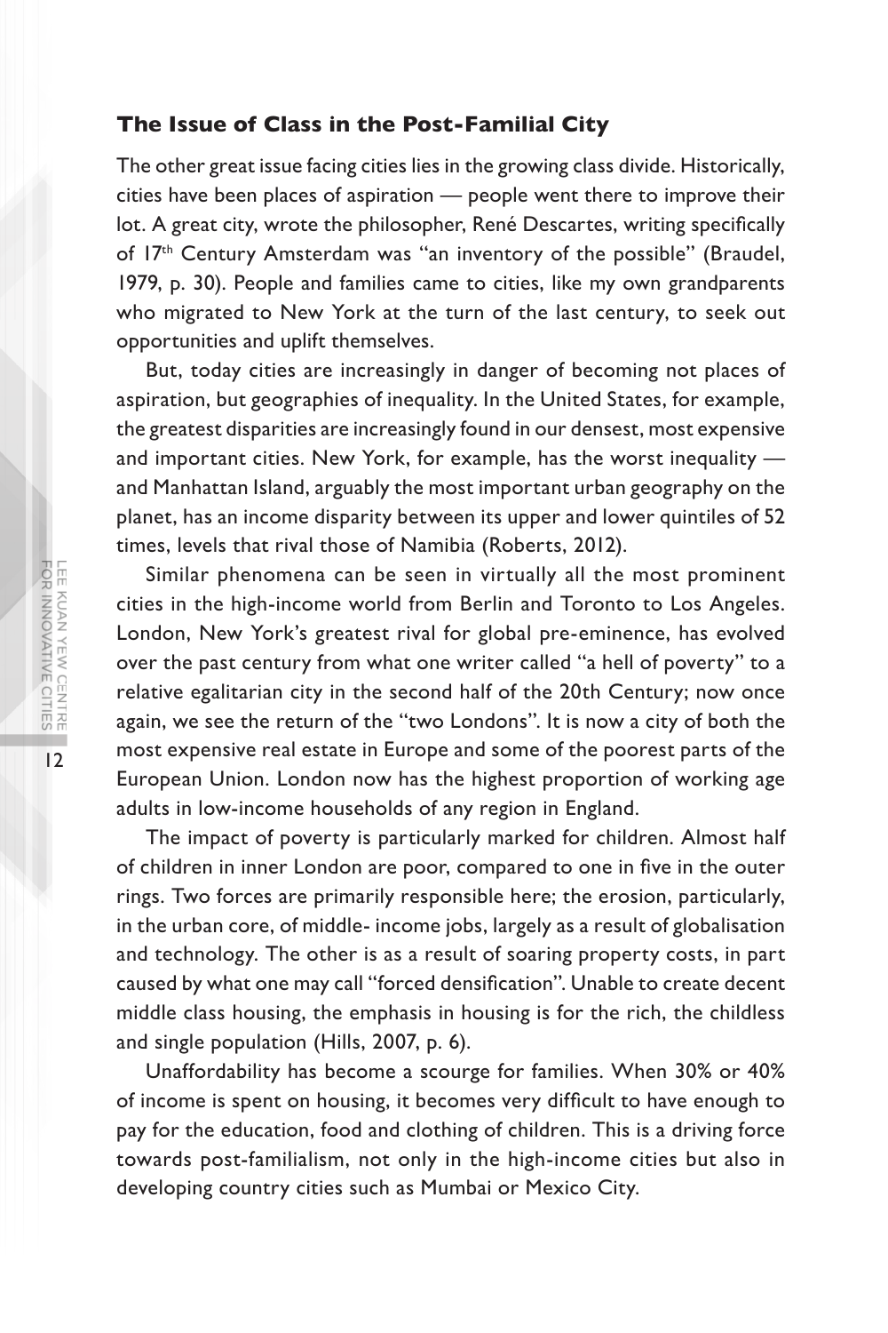### The Issue of Class in the Post-Familial City

The other great issue facing cities lies in the growing class divide. Historically, cities have been places of aspiration — people went there to improve their lot. A great city, wrote the philosopher, René Descartes, writing specifically of 17th Century Amsterdam was "an inventory of the possible" (Braudel, 1979, p. 30). People and families came to cities, like my own grandparents who migrated to New York at the turn of the last century, to seek out opportunities and uplift themselves.

But, today cities are increasingly in danger of becoming not places of aspiration, but geographies of inequality. In the United States, for example, the greatest disparities are increasingly found in our densest, most expensive and important cities. New York, for example, has the worst inequality — and Manhattan Island, arguably the most important urban geography on the planet, has an income disparity between its upper and lower quintiles of 52 times, levels that rival those of Namibia (Roberts, 2012).

Similar phenomena can be seen in virtually all the most prominent cities in the high-income world from Berlin and Toronto to Los Angeles. London, New York's greatest rival for global pre-eminence, has evolved over the past century from what one writer called "a hell of poverty" to a relative egalitarian city in the second half of the 20th Century; now once again, we see the return of the "two Londons". It is now a city of both the most expensive real estate in Europe and some of the poorest parts of the European Union. London now has the highest proportion of working age adults in low-income households of any region in England.

The impact of poverty is particularly marked for children. Almost half of children in inner London are poor, compared to one in five in the outer rings. Two forces are primarily responsible here; the erosion, particularly, in the urban core, of middle- income jobs, largely as a result of globalisation and technology. The other is as a result of soaring property costs, in part caused by what one may call "forced densification". Unable to create decent middle class housing, the emphasis in housing is for the rich, the childless and single population (Hills, 2007, p. 6).

Unaffordability has become a scourge for families. When 30% or 40% of income is spent on housing, it becomes very difficult to have enough to pay for the education, food and clothing of children. This is a driving force towards post-familialism, not only in the high-income cities but also in developing country cities such as Mumbai or Mexico City.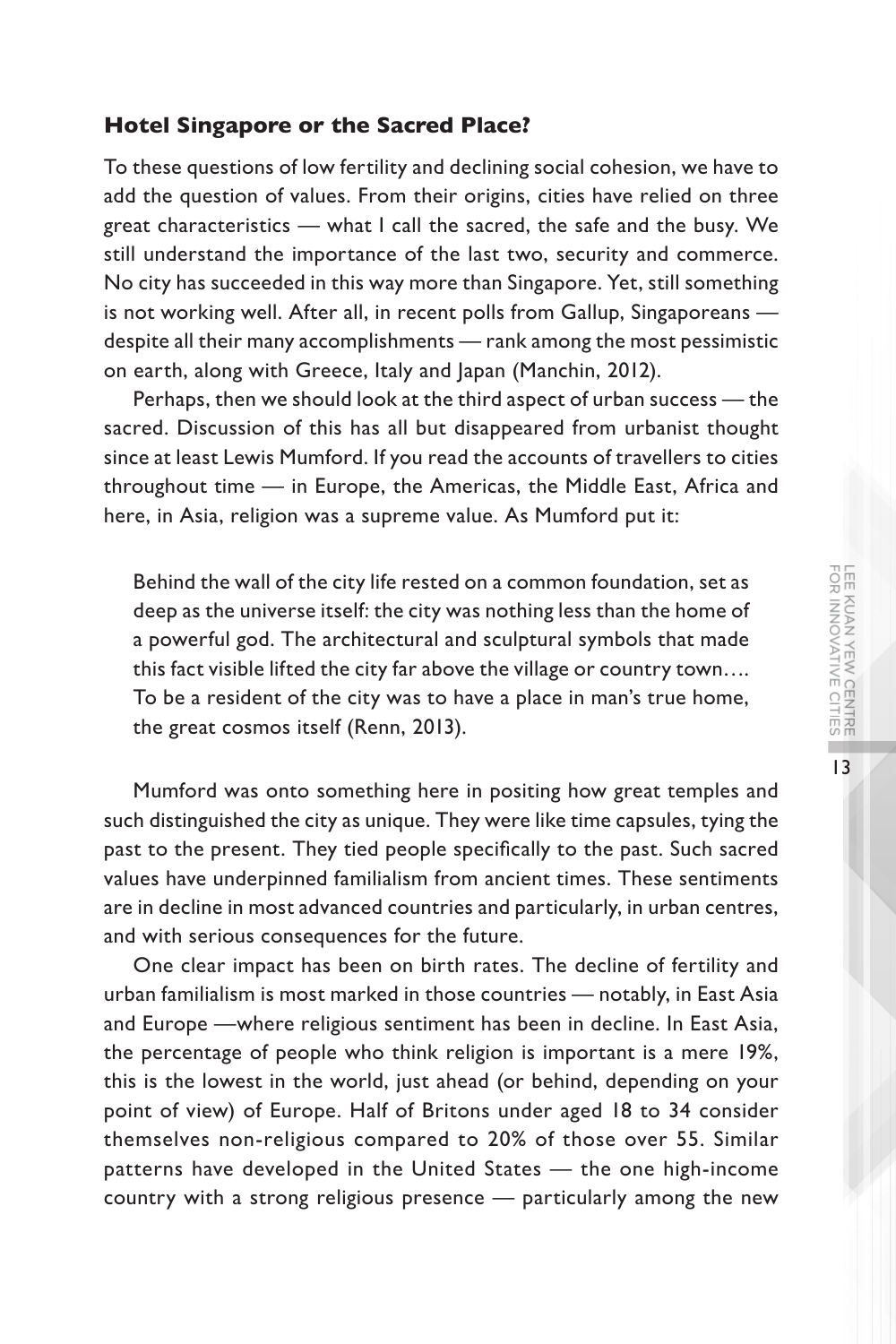### Hotel Singapore or the Sacred Place?

To these questions of low fertility and declining social cohesion, we have to add the question of values. From their origins, cities have relied on three great characteristics — what I call the sacred, the safe and the busy. We still understand the importance of the last two, security and commerce. No city has succeeded in this way more than Singapore. Yet, still something is not working well. After all, in recent polls from Gallup, Singaporeans — despite all their many accomplishments — rank among the most pessimistic on earth, along with Greece, Italy and Japan (Manchin, 2012).

Perhaps, then we should look at the third aspect of urban success — the sacred. Discussion of this has all but disappeared from urbanist thought since at least Lewis Mumford. If you read the accounts of travellers to cities throughout time — in Europe, the Americas, the Middle East, Africa and here, in Asia, religion was a supreme value. As Mumford put it:

> Behind the wall of the city life rested on a common foundation, set as deep as the universe itself: the city was nothing less than the home of a powerful god. The architectural and sculptural symbols that made this fact visible lifted the city far above the village or country town…. To be a resident of the city was to have a place in man's true home, the great cosmos itself (Renn, 2013).

Mumford was onto something here in positing how great temples and such distinguished the city as unique. They were like time capsules, tying the past to the present. They tied people specifically to the past. Such sacred values have underpinned familialism from ancient times. These sentiments are in decline in most advanced countries and particularly, in urban centres, and with serious consequences for the future.

One clear impact has been on birth rates. The decline of fertility and urban familialism is most marked in those countries — notably, in East Asia and Europe —where religious sentiment has been in decline. In East Asia, the percentage of people who think religion is important is a mere 19%, this is the lowest in the world, just ahead (or behind, depending on your point of view) of Europe. Half of Britons under aged 18 to 34 consider themselves non-religious compared to 20% of those over 55. Similar patterns have developed in the United States — the one high-income country with a strong religious presence — particularly among the new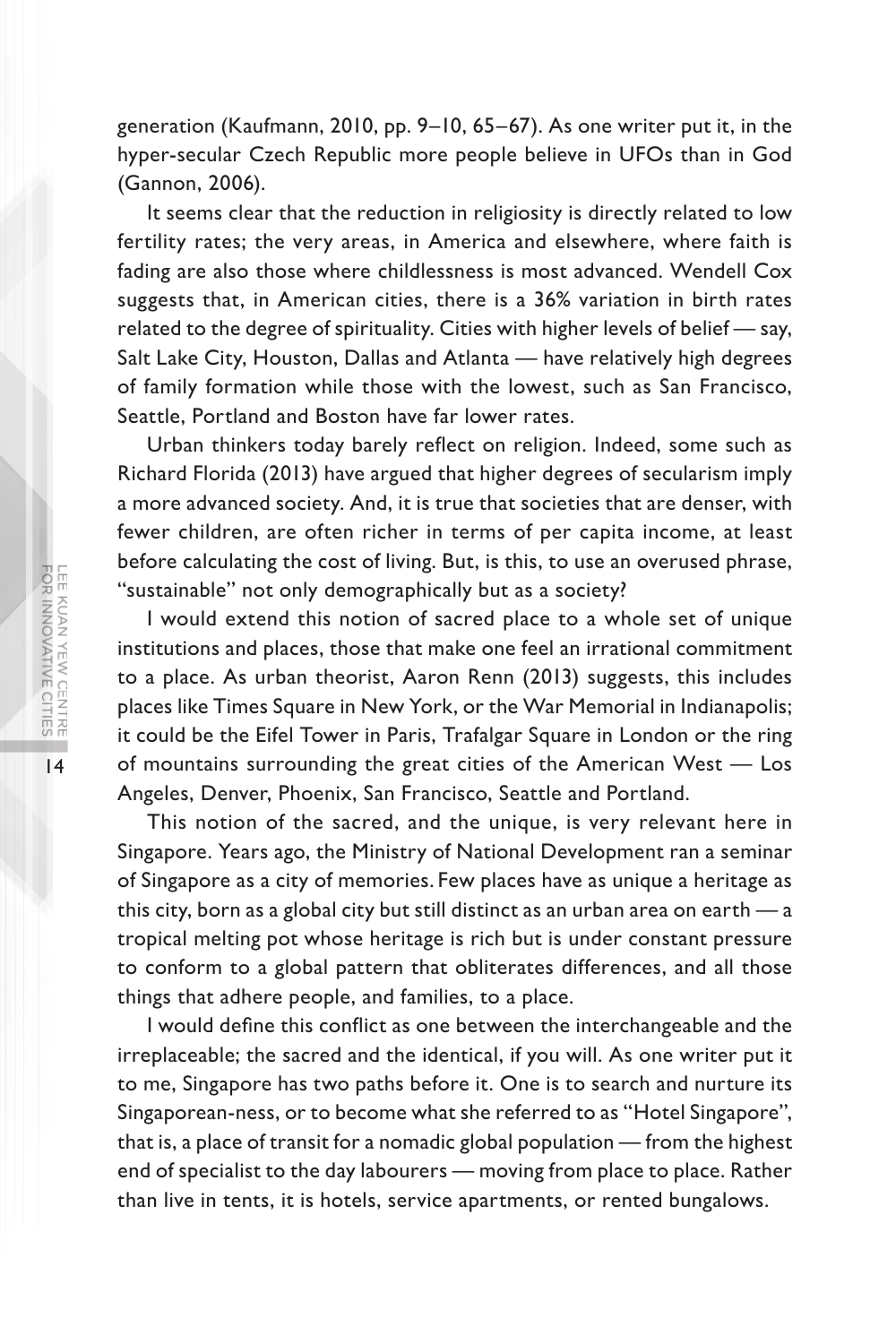generation (Kaufmann, 2010, pp. 9–10, 65–67). As one writer put it, in the hyper-secular Czech Republic more people believe in UFOs than in God (Gannon, 2006).

It seems clear that the reduction in religiosity is directly related to low fertility rates; the very areas, in America and elsewhere, where faith is fading are also those where childlessness is most advanced. Wendell Cox suggests that, in American cities, there is a 36% variation in birth rates related to the degree of spirituality. Cities with higher levels of belief — say, Salt Lake City, Houston, Dallas and Atlanta — have relatively high degrees of family formation while those with the lowest, such as San Francisco, Seattle, Portland and Boston have far lower rates.

Urban thinkers today barely reflect on religion. Indeed, some such as Richard Florida (2013) have argued that higher degrees of secularism imply a more advanced society. And, it is true that societies that are denser, with fewer children, are often richer in terms of per capita income, at least before calculating the cost of living. But, is this, to use an overused phrase, "sustainable" not only demographically but as a society?

I would extend this notion of sacred place to a whole set of unique institutions and places, those that make one feel an irrational commitment to a place. As urban theorist, Aaron Renn (2013) suggests, this includes places like Times Square in New York, or the War Memorial in Indianapolis; it could be the Eifel Tower in Paris, Trafalgar Square in London or the ring of mountains surrounding the great cities of the American West — Los Angeles, Denver, Phoenix, San Francisco, Seattle and Portland.

This notion of the sacred, and the unique, is very relevant here in Singapore. Years ago, the Ministry of National Development ran a seminar of Singapore as a city of memories. Few places have as unique a heritage as this city, born as a global city but still distinct as an urban area on earth — a tropical melting pot whose heritage is rich but is under constant pressure to conform to a global pattern that obliterates differences, and all those things that adhere people, and families, to a place.

I would define this conflict as one between the interchangeable and the irreplaceable; the sacred and the identical, if you will. As one writer put it to me, Singapore has two paths before it. One is to search and nurture its Singaporean-ness, or to become what she referred to as "Hotel Singapore", that is, a place of transit for a nomadic global population — from the highest end of specialist to the day labourers — moving from place to place. Rather than live in tents, it is hotels, service apartments, or rented bungalows.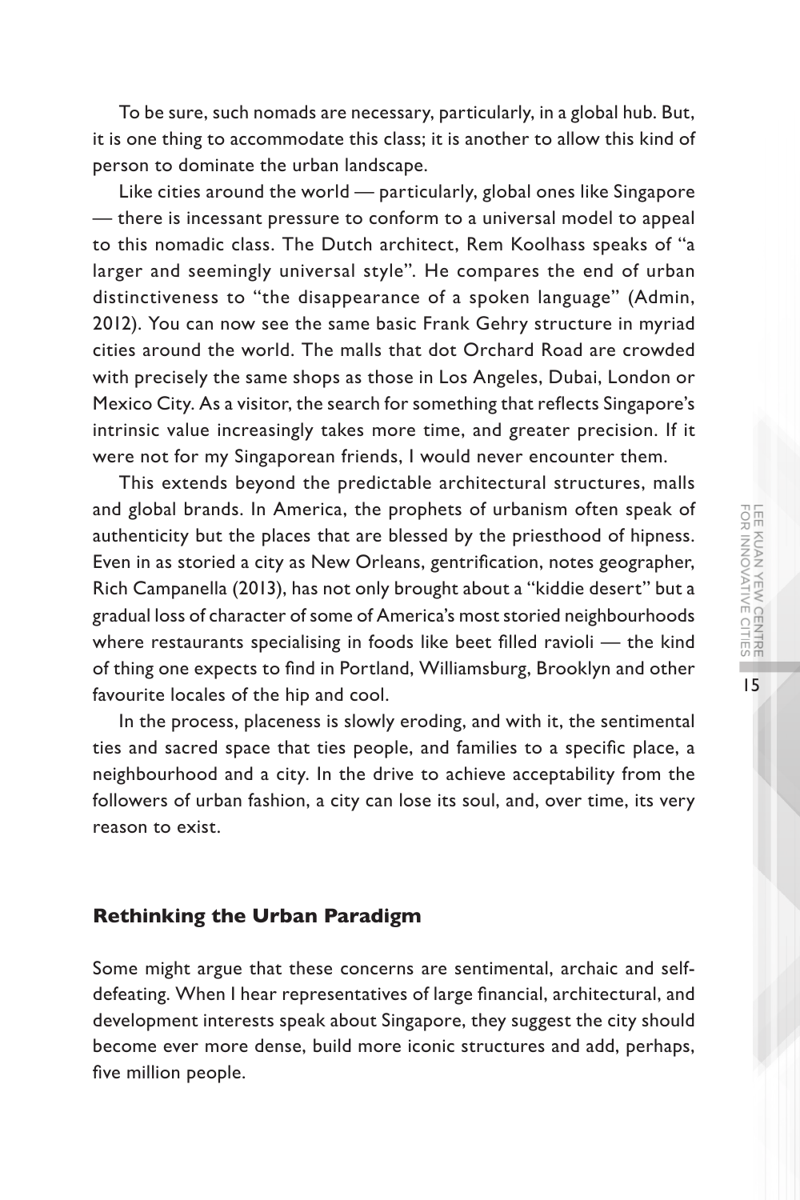To be sure, such nomads are necessary, particularly, in a global hub. But, it is one thing to accommodate this class; it is another to allow this kind of person to dominate the urban landscape.

Like cities around the world — particularly, global ones like Singapore — there is incessant pressure to conform to a universal model to appeal to this nomadic class. The Dutch architect, Rem Koolhass speaks of "a larger and seemingly universal style". He compares the end of urban distinctiveness to "the disappearance of a spoken language" (Admin, 2012). You can now see the same basic Frank Gehry structure in myriad cities around the world. The malls that dot Orchard Road are crowded with precisely the same shops as those in Los Angeles, Dubai, London or Mexico City. As a visitor, the search for something that reflects Singapore's intrinsic value increasingly takes more time, and greater precision. If it were not for my Singaporean friends, I would never encounter them.

This extends beyond the predictable architectural structures, malls and global brands. In America, the prophets of urbanism often speak of authenticity but the places that are blessed by the priesthood of hipness. Even in as storied a city as New Orleans, gentrification, notes geographer, Rich Campanella (2013), has not only brought about a "kiddie desert" but a gradual loss of character of some of America's most storied neighbourhoods where restaurants specialising in foods like beet filled ravioli — the kind of thing one expects to find in Portland, Williamsburg, Brooklyn and other favourite locales of the hip and cool.

In the process, placeness is slowly eroding, and with it, the sentimental ties and sacred space that ties people, and families to a specific place, a neighbourhood and a city. In the drive to achieve acceptability from the followers of urban fashion, a city can lose its soul, and, over time, its very reason to exist.

## Rethinking the Urban Paradigm

Some might argue that these concerns are sentimental, archaic and self-defeating. When I hear representatives of large financial, architectural, and development interests speak about Singapore, they suggest the city should become ever more dense, build more iconic structures and add, perhaps, five million people.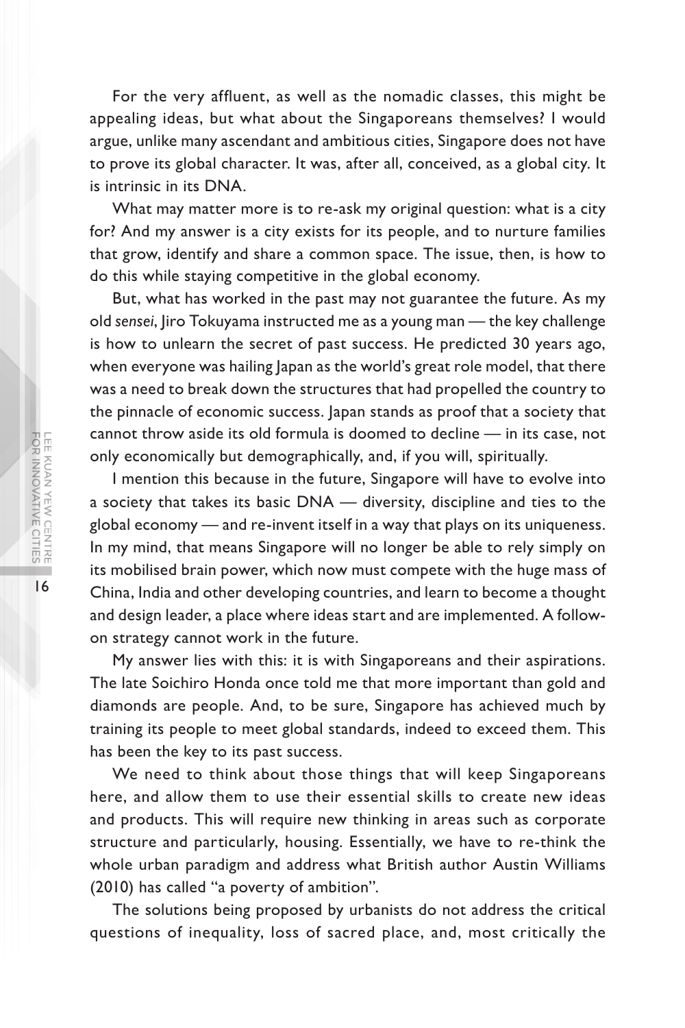For the very affluent, as well as the nomadic classes, this might be appealing ideas, but what about the Singaporeans themselves? I would argue, unlike many ascendant and ambitious cities, Singapore does not have to prove its global character. It was, after all, conceived, as a global city. It is intrinsic in its DNA.

What may matter more is to re-ask my original question: what is a city for? And my answer is a city exists for its people, and to nurture families that grow, identify and share a common space. The issue, then, is how to do this while staying competitive in the global economy.

But, what has worked in the past may not guarantee the future. As my old *sensei*, Jiro Tokuyama instructed me as a young man — the key challenge is how to unlearn the secret of past success. He predicted 30 years ago, when everyone was hailing Japan as the world's great role model, that there was a need to break down the structures that had propelled the country to the pinnacle of economic success. Japan stands as proof that a society that cannot throw aside its old formula is doomed to decline — in its case, not only economically but demographically, and, if you will, spiritually.

I mention this because in the future, Singapore will have to evolve into a society that takes its basic DNA — diversity, discipline and ties to the global economy — and re-invent itself in a way that plays on its uniqueness. In my mind, that means Singapore will no longer be able to rely simply on its mobilised brain power, which now must compete with the huge mass of China, India and other developing countries, and learn to become a thought and design leader, a place where ideas start and are implemented. A follow-on strategy cannot work in the future.

My answer lies with this: it is with Singaporeans and their aspirations. The late Soichiro Honda once told me that more important than gold and diamonds are people. And, to be sure, Singapore has achieved much by training its people to meet global standards, indeed to exceed them. This has been the key to its past success.

We need to think about those things that will keep Singaporeans here, and allow them to use their essential skills to create new ideas and products. This will require new thinking in areas such as corporate structure and particularly, housing. Essentially, we have to re-think the whole urban paradigm and address what British author Austin Williams (2010) has called "a poverty of ambition".

The solutions being proposed by urbanists do not address the critical questions of inequality, loss of sacred place, and, most critically the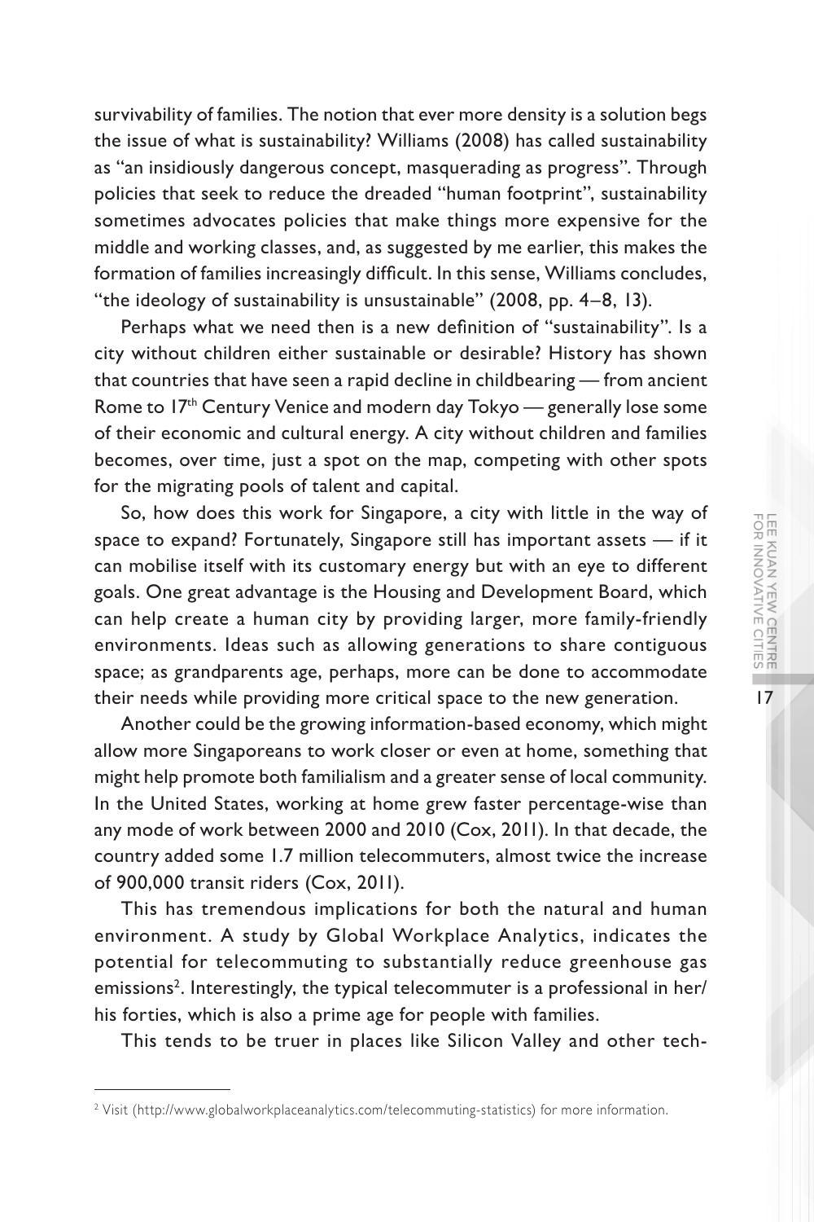survivability of families. The notion that ever more density is a solution begs the issue of what is sustainability? Williams (2008) has called sustainability as "an insidiously dangerous concept, masquerading as progress". Through policies that seek to reduce the dreaded "human footprint", sustainability sometimes advocates policies that make things more expensive for the middle and working classes, and, as suggested by me earlier, this makes the formation of families increasingly difficult. In this sense, Williams concludes, "the ideology of sustainability is unsustainable" (2008, pp. 4–8, 13).

Perhaps what we need then is a new definition of "sustainability". Is a city without children either sustainable or desirable? History has shown that countries that have seen a rapid decline in childbearing — from ancient Rome to 17th Century Venice and modern day Tokyo — generally lose some of their economic and cultural energy. A city without children and families becomes, over time, just a spot on the map, competing with other spots for the migrating pools of talent and capital.

So, how does this work for Singapore, a city with little in the way of space to expand? Fortunately, Singapore still has important assets — if it can mobilise itself with its customary energy but with an eye to different goals. One great advantage is the Housing and Development Board, which can help create a human city by providing larger, more family-friendly environments. Ideas such as allowing generations to share contiguous space; as grandparents age, perhaps, more can be done to accommodate their needs while providing more critical space to the new generation.

Another could be the growing information-based economy, which might allow more Singaporeans to work closer or even at home, something that might help promote both familialism and a greater sense of local community. In the United States, working at home grew faster percentage-wise than any mode of work between 2000 and 2010 (Cox, 2011). In that decade, the country added some 1.7 million telecommuters, almost twice the increase of 900,000 transit riders (Cox, 2011).

This has tremendous implications for both the natural and human environment. A study by Global Workplace Analytics, indicates the potential for telecommuting to substantially reduce greenhouse gas emissions[2]. Interestingly, the typical telecommuter is a professional in her/his forties, which is also a prime age for people with families.

This tends to be truer in places like Silicon Valley and other tech-

[2] Visit (http://www.globalworkplaceanalytics.com/telecommuting-statistics) for more information.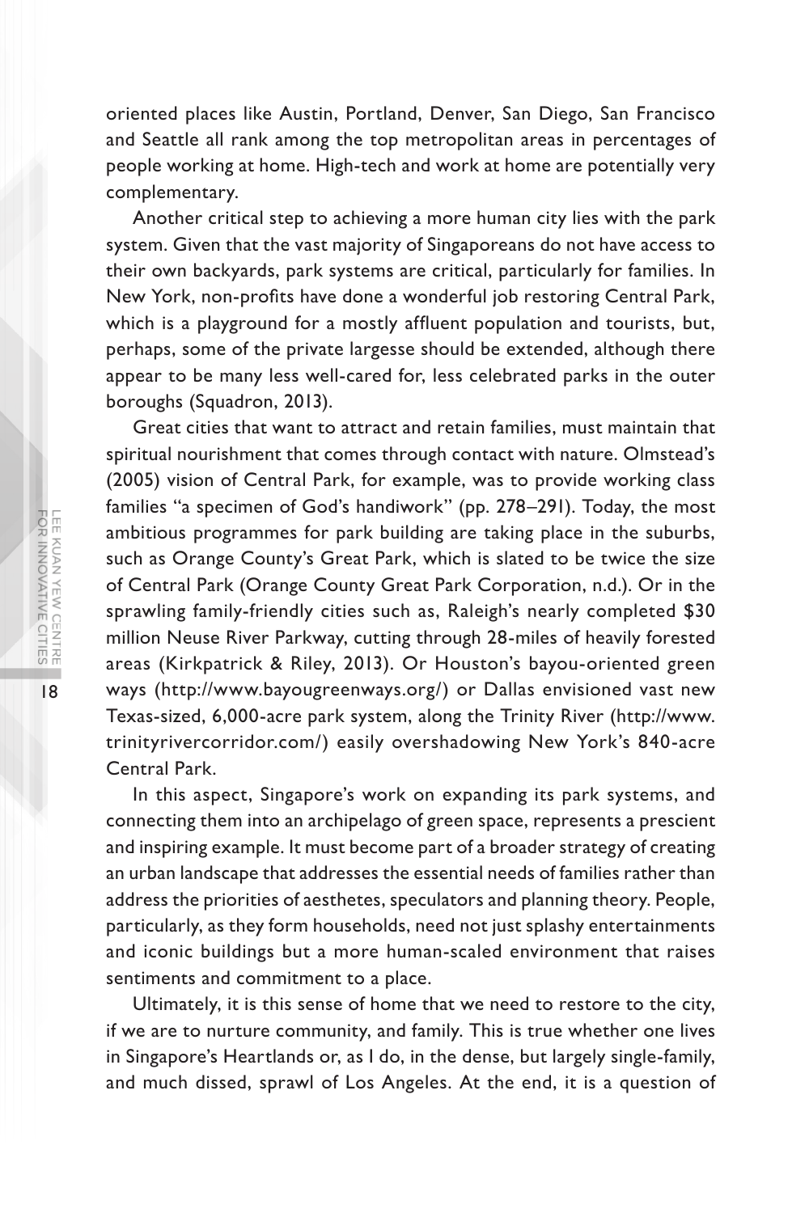oriented places like Austin, Portland, Denver, San Diego, San Francisco and Seattle all rank among the top metropolitan areas in percentages of people working at home. High-tech and work at home are potentially very complementary.

Another critical step to achieving a more human city lies with the park system. Given that the vast majority of Singaporeans do not have access to their own backyards, park systems are critical, particularly for families. In New York, non-profits have done a wonderful job restoring Central Park, which is a playground for a mostly affluent population and tourists, but, perhaps, some of the private largesse should be extended, although there appear to be many less well-cared for, less celebrated parks in the outer boroughs (Squadron, 2013).

Great cities that want to attract and retain families, must maintain that spiritual nourishment that comes through contact with nature. Olmstead's (2005) vision of Central Park, for example, was to provide working class families "a specimen of God's handiwork" (pp. 278–291). Today, the most ambitious programmes for park building are taking place in the suburbs, such as Orange County's Great Park, which is slated to be twice the size of Central Park (Orange County Great Park Corporation, n.d.). Or in the sprawling family-friendly cities such as, Raleigh's nearly completed $30 million Neuse River Parkway, cutting through 28-miles of heavily forested areas (Kirkpatrick & Riley, 2013). Or Houston's bayou-oriented green ways (http://www.bayougreenways.org/) or Dallas envisioned vast new Texas-sized, 6,000-acre park system, along the Trinity River (http://www.trinityrivercorridor.com/) easily overshadowing New York's 840-acre Central Park.

In this aspect, Singapore's work on expanding its park systems, and connecting them into an archipelago of green space, represents a prescient and inspiring example. It must become part of a broader strategy of creating an urban landscape that addresses the essential needs of families rather than address the priorities of aesthetes, speculators and planning theory. People, particularly, as they form households, need not just splashy entertainments and iconic buildings but a more human-scaled environment that raises sentiments and commitment to a place.

Ultimately, it is this sense of home that we need to restore to the city, if we are to nurture community, and family. This is true whether one lives in Singapore's Heartlands or, as I do, in the dense, but largely single-family, and much dissed, sprawl of Los Angeles. At the end, it is a question of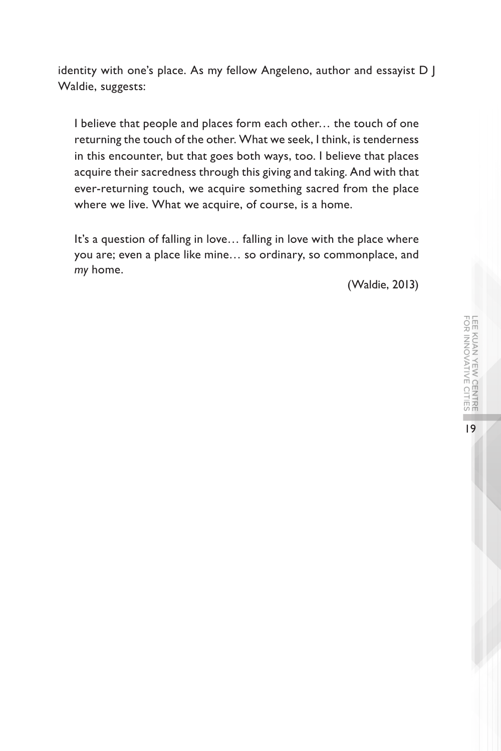identity with one's place. As my fellow Angeleno, author and essayist D J Waldie, suggests:

> I believe that people and places form each other… the touch of one returning the touch of the other. What we seek, I think, is tenderness in this encounter, but that goes both ways, too. I believe that places acquire their sacredness through this giving and taking. And with that ever-returning touch, we acquire something sacred from the place where we live. What we acquire, of course, is a home.
>
> It's a question of falling in love… falling in love with the place where you are; even a place like mine… so ordinary, so commonplace, and *my* home.
>
> (Waldie, 2013)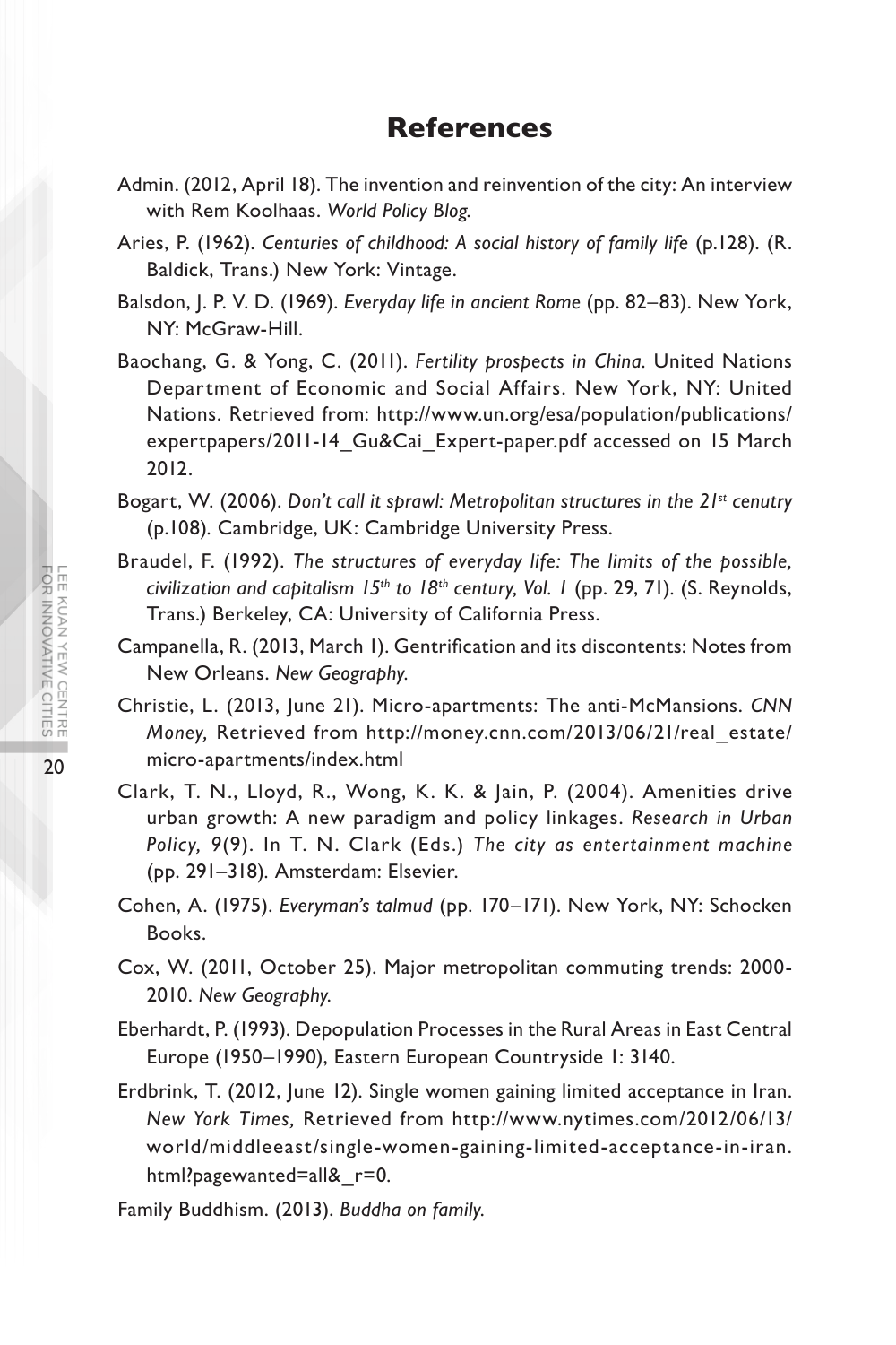# References

Admin. (2012, April 18). The invention and reinvention of the city: An interview with Rem Koolhaas. *World Policy Blog.*

Aries, P. (1962). *Centuries of childhood: A social history of family life* (p.128). (R. Baldick, Trans.) New York: Vintage.

Balsdon, J. P. V. D. (1969). *Everyday life in ancient Rome* (pp. 82–83). New York, NY: McGraw-Hill.

Baochang, G. & Yong, C. (2011). *Fertility prospects in China.* United Nations Department of Economic and Social Affairs. New York, NY: United Nations. Retrieved from: http://www.un.org/esa/population/publications/expertpapers/2011-14_Gu&Cai_Expert-paper.pdf accessed on 15 March 2012.

Bogart, W. (2006). *Don't call it sprawl: Metropolitan structures in the 21st cenutry* (p.108). Cambridge, UK: Cambridge University Press.

Braudel, F. (1992). *The structures of everyday life: The limits of the possible, civilization and capitalism 15th to 18th century, Vol. 1* (pp. 29, 71). (S. Reynolds, Trans.) Berkeley, CA: University of California Press.

Campanella, R. (2013, March 1). Gentrification and its discontents: Notes from New Orleans. *New Geography.*

Christie, L. (2013, June 21). Micro-apartments: The anti-McMansions. *CNN Money,* Retrieved from http://money.cnn.com/2013/06/21/real_estate/micro-apartments/index.html

Clark, T. N., Lloyd, R., Wong, K. K. & Jain, P. (2004). Amenities drive urban growth: A new paradigm and policy linkages. *Research in Urban Policy, 9*(9). In T. N. Clark (Eds.) *The city as entertainment machine* (pp. 291–318). Amsterdam: Elsevier.

Cohen, A. (1975). *Everyman's talmud* (pp. 170–171). New York, NY: Schocken Books.

Cox, W. (2011, October 25). Major metropolitan commuting trends: 2000-2010. *New Geography.*

Eberhardt, P. (1993). Depopulation Processes in the Rural Areas in East Central Europe (1950–1990), Eastern European Countryside 1: 3140.

Erdbrink, T. (2012, June 12). Single women gaining limited acceptance in Iran. *New York Times,* Retrieved from http://www.nytimes.com/2012/06/13/world/middleeast/single-women-gaining-limited-acceptance-in-iran.html?pagewanted=all&_r=0.

Family Buddhism. (2013). *Buddha on family.*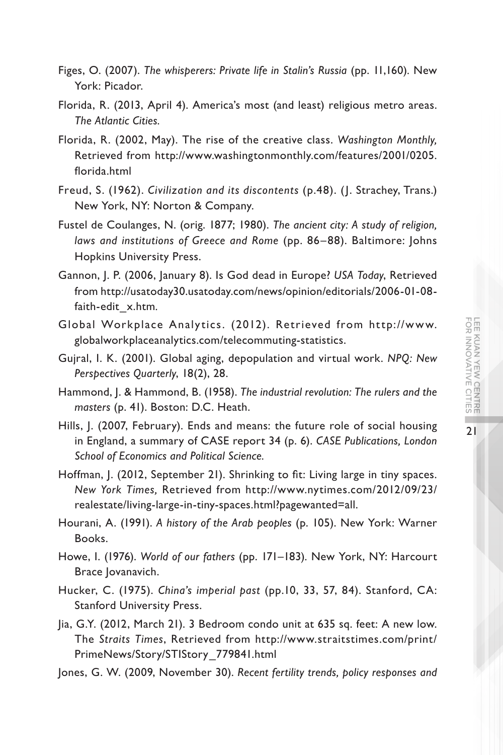Figes, O. (2007). *The whisperers: Private life in Stalin's Russia* (pp. 11,160). New York: Picador.

Florida, R. (2013, April 4). America's most (and least) religious metro areas. *The Atlantic Cities.*

Florida, R. (2002, May). The rise of the creative class. *Washington Monthly,* Retrieved from http://www.washingtonmonthly.com/features/2001/0205.florida.html

Freud, S. (1962). *Civilization and its discontents* (p.48). (J. Strachey, Trans.) New York, NY: Norton & Company.

Fustel de Coulanges, N. (orig. 1877; 1980). *The ancient city: A study of religion, laws and institutions of Greece and Rome* (pp. 86–88). Baltimore: Johns Hopkins University Press.

Gannon, J. P. (2006, January 8). Is God dead in Europe? *USA Today*, Retrieved from http://usatoday30.usatoday.com/news/opinion/editorials/2006-01-08-faith-edit_x.htm.

Global Workplace Analytics. (2012). Retrieved from http://www.globalworkplaceanalytics.com/telecommuting-statistics.

Gujral, I. K. (2001). Global aging, depopulation and virtual work. *NPQ: New Perspectives Quarterly*, 18(2), 28.

Hammond, J. & Hammond, B. (1958). *The industrial revolution: The rulers and the masters* (p. 41). Boston: D.C. Heath.

Hills, J. (2007, February). Ends and means: the future role of social housing in England, a summary of CASE report 34 (p. 6). *CASE Publications, London School of Economics and Political Science.*

Hoffman, J. (2012, September 21). Shrinking to fit: Living large in tiny spaces. *New York Times,* Retrieved from http://www.nytimes.com/2012/09/23/realestate/living-large-in-tiny-spaces.html?pagewanted=all.

Hourani, A. (1991). *A history of the Arab peoples* (p. 105). New York: Warner Books.

Howe, I. (1976). *World of our fathers* (pp. 171–183). New York, NY: Harcourt Brace Jovanavich.

Hucker, C. (1975). *China's imperial past* (pp.10, 33, 57, 84). Stanford, CA: Stanford University Press.

Jia, G.Y. (2012, March 21). 3 Bedroom condo unit at 635 sq. feet: A new low. The *Straits Times*, Retrieved from http://www.straitstimes.com/print/PrimeNews/Story/STIStory_779841.html

Jones, G. W. (2009, November 30). *Recent fertility trends, policy responses and*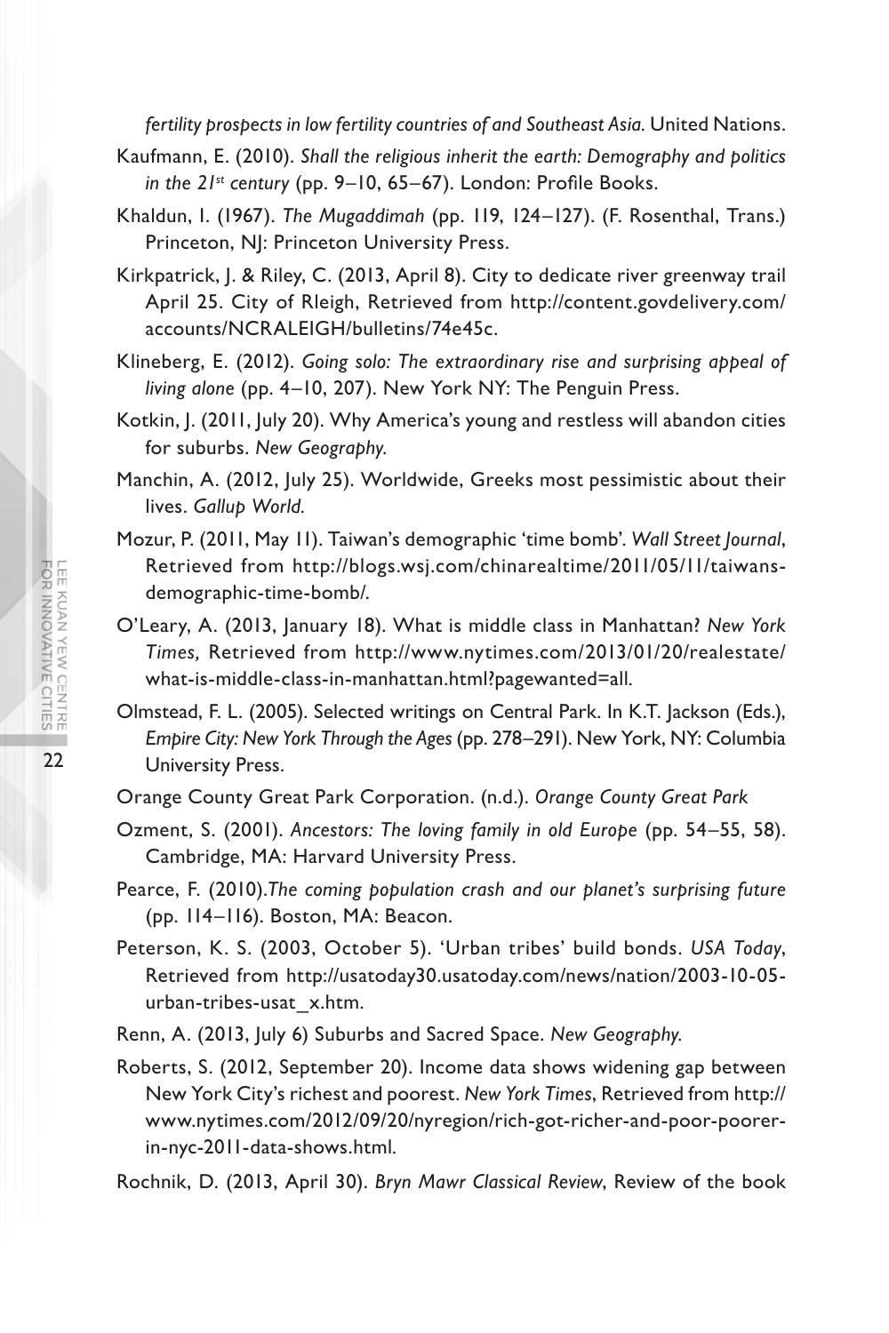*fertility prospects in low fertility countries of and Southeast Asia.* United Nations.

Kaufmann, E. (2010). *Shall the religious inherit the earth: Demography and politics in the 21st century* (pp. 9–10, 65–67). London: Profile Books.

Khaldun, I. (1967). *The Mugaddimah* (pp. 119, 124–127). (F. Rosenthal, Trans.) Princeton, NJ: Princeton University Press.

Kirkpatrick, J. & Riley, C. (2013, April 8). City to dedicate river greenway trail April 25. City of Rleigh, Retrieved from http://content.govdelivery.com/accounts/NCRALEIGH/bulletins/74e45c.

Klineberg, E. (2012). *Going solo: The extraordinary rise and surprising appeal of living alone* (pp. 4–10, 207). New York NY: The Penguin Press.

Kotkin, J. (2011, July 20). Why America's young and restless will abandon cities for suburbs. *New Geography.*

Manchin, A. (2012, July 25). Worldwide, Greeks most pessimistic about their lives. *Gallup World.*

Mozur, P. (2011, May 11). Taiwan's demographic 'time bomb'. *Wall Street Journal*, Retrieved from http://blogs.wsj.com/chinarealtime/2011/05/11/taiwans-demographic-time-bomb/.

O'Leary, A. (2013, January 18). What is middle class in Manhattan? *New York Times,* Retrieved from http://www.nytimes.com/2013/01/20/realestate/what-is-middle-class-in-manhattan.html?pagewanted=all.

Olmstead, F. L. (2005). Selected writings on Central Park. In K.T. Jackson (Eds.), *Empire City: New York Through the Ages* (pp. 278–291). New York, NY: Columbia University Press.

Orange County Great Park Corporation. (n.d.). *Orange County Great Park*

Ozment, S. (2001). *Ancestors: The loving family in old Europe* (pp. 54–55, 58). Cambridge, MA: Harvard University Press.

Pearce, F. (2010).*The coming population crash and our planet's surprising future* (pp. 114–116). Boston, MA: Beacon.

Peterson, K. S. (2003, October 5). 'Urban tribes' build bonds. *USA Today*, Retrieved from http://usatoday30.usatoday.com/news/nation/2003-10-05-urban-tribes-usat_x.htm.

Renn, A. (2013, July 6) Suburbs and Sacred Space. *New Geography.*

Roberts, S. (2012, September 20). Income data shows widening gap between New York City's richest and poorest. *New York Times*, Retrieved from http://www.nytimes.com/2012/09/20/nyregion/rich-got-richer-and-poor-poorer-in-nyc-2011-data-shows.html.

Rochnik, D. (2013, April 30). *Bryn Mawr Classical Review*, Review of the book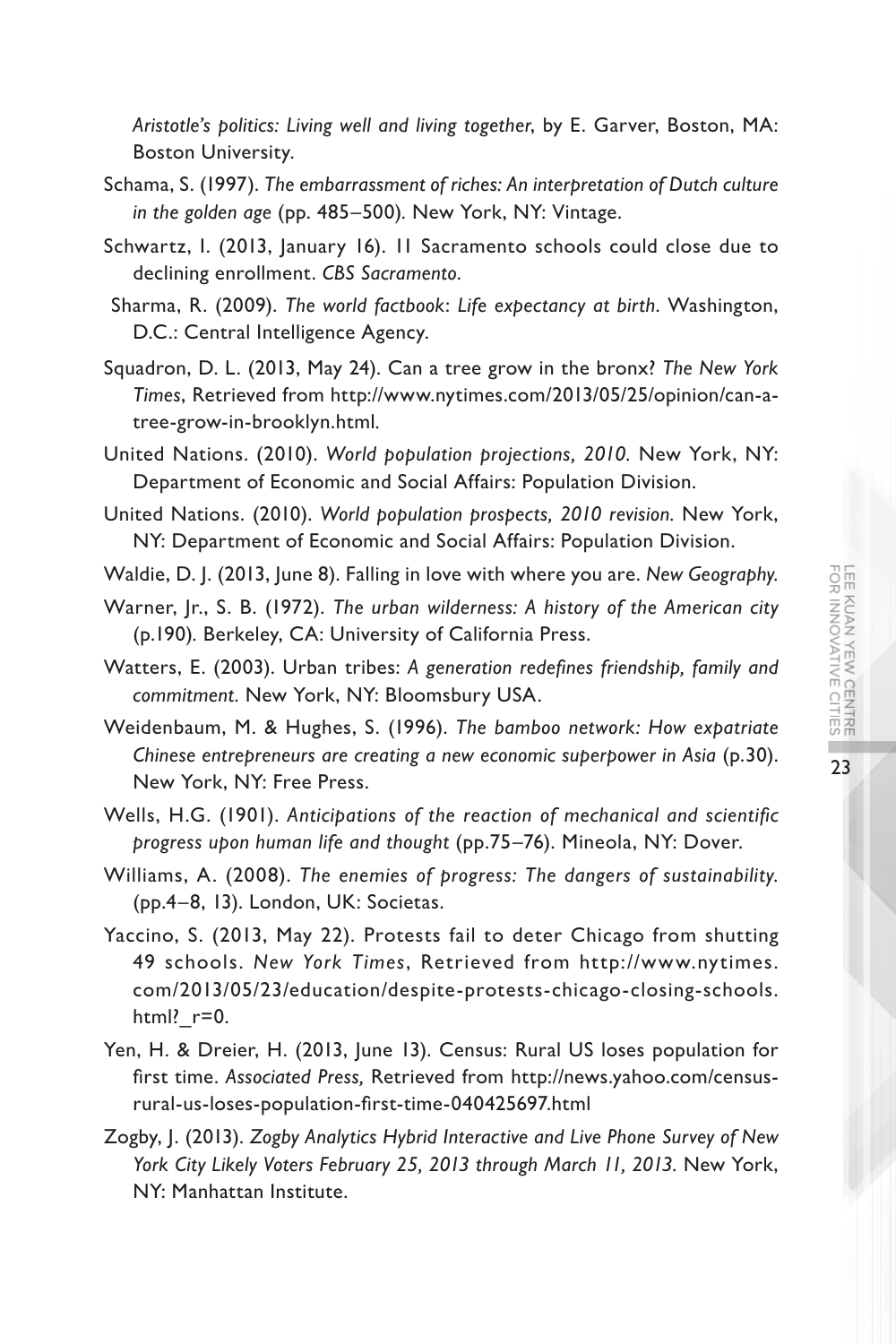*Aristotle's politics: Living well and living together*, by E. Garver, Boston, MA: Boston University.

Schama, S. (1997). *The embarrassment of riches: An interpretation of Dutch culture in the golden age* (pp. 485–500). New York, NY: Vintage.

Schwartz, I. (2013, January 16). 11 Sacramento schools could close due to declining enrollment. *CBS Sacramento*.

Sharma, R. (2009). *The world factbook: Life expectancy at birth*. Washington, D.C.: Central Intelligence Agency.

Squadron, D. L. (2013, May 24). Can a tree grow in the bronx? *The New York Times*, Retrieved from http://www.nytimes.com/2013/05/25/opinion/can-a-tree-grow-in-brooklyn.html.

United Nations. (2010). *World population projections, 2010.* New York, NY: Department of Economic and Social Affairs: Population Division.

United Nations. (2010). *World population prospects, 2010 revision.* New York, NY: Department of Economic and Social Affairs: Population Division.

Waldie, D. J. (2013, June 8). Falling in love with where you are. *New Geography.*

Warner, Jr., S. B. (1972). *The urban wilderness: A history of the American city* (p.190). Berkeley, CA: University of California Press.

Watters, E. (2003). Urban tribes: *A generation redefines friendship, family and commitment.* New York, NY: Bloomsbury USA.

Weidenbaum, M. & Hughes, S. (1996). *The bamboo network: How expatriate Chinese entrepreneurs are creating a new economic superpower in Asia* (p.30). New York, NY: Free Press.

Wells, H.G. (1901). *Anticipations of the reaction of mechanical and scientific progress upon human life and thought* (pp.75–76). Mineola, NY: Dover.

Williams, A. (2008). *The enemies of progress: The dangers of sustainability.* (pp.4–8, 13). London, UK: Societas.

Yaccino, S. (2013, May 22). Protests fail to deter Chicago from shutting 49 schools. *New York Times*, Retrieved from http://www.nytimes.com/2013/05/23/education/despite-protests-chicago-closing-schools.html?_r=0.

Yen, H. & Dreier, H. (2013, June 13). Census: Rural US loses population for first time. *Associated Press,* Retrieved from http://news.yahoo.com/census-rural-us-loses-population-first-time-040425697.html

Zogby, J. (2013). *Zogby Analytics Hybrid Interactive and Live Phone Survey of New York City Likely Voters February 25, 2013 through March 11, 2013.* New York, NY: Manhattan Institute.